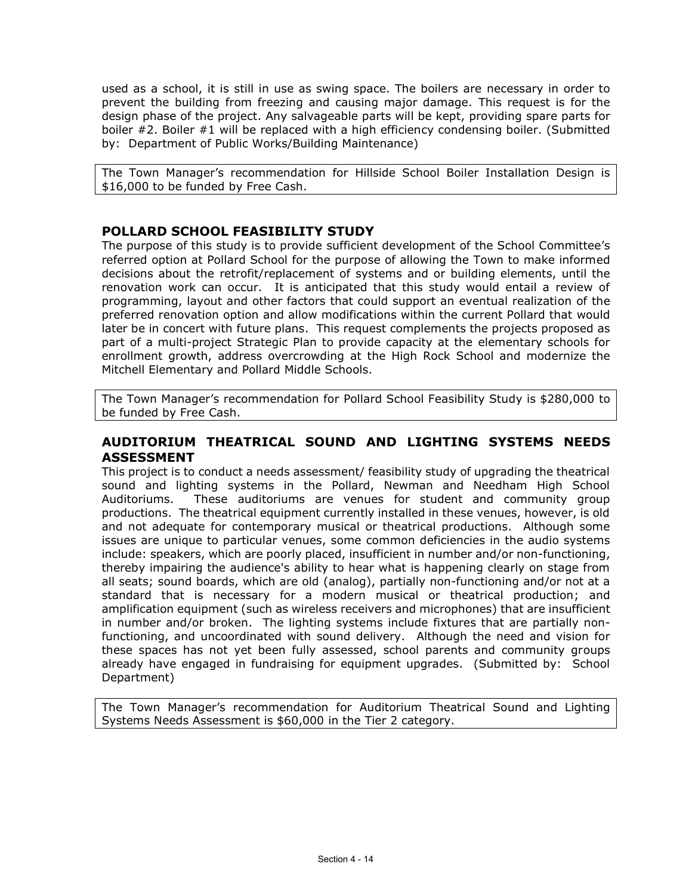used as a school, it is still in use as swing space. The boilers are necessary in order to prevent the building from freezing and causing major damage. This request is for the design phase of the project. Any salvageable parts will be kept, providing spare parts for boiler #2. Boiler #1 will be replaced with a high efficiency condensing boiler. (Submitted by: Department of Public Works/Building Maintenance)

The Town Manager's recommendation for Hillside School Boiler Installation Design is $16,000 to be funded by Free Cash.

## POLLARD SCHOOL FEASIBILITY STUDY

The purpose of this study is to provide sufficient development of the School Committee's referred option at Pollard School for the purpose of allowing the Town to make informed decisions about the retrofit/replacement of systems and or building elements, until the renovation work can occur. It is anticipated that this study would entail a review of programming, layout and other factors that could support an eventual realization of the preferred renovation option and allow modifications within the current Pollard that would later be in concert with future plans. This request complements the projects proposed as part of a multi-project Strategic Plan to provide capacity at the elementary schools for enrollment growth, address overcrowding at the High Rock School and modernize the Mitchell Elementary and Pollard Middle Schools.

The Town Manager's recommendation for Pollard School Feasibility Study is $280,000 to be funded by Free Cash.

## AUDITORIUM THEATRICAL SOUND AND LIGHTING SYSTEMS NEEDS ASSESSMENT

This project is to conduct a needs assessment/ feasibility study of upgrading the theatrical sound and lighting systems in the Pollard, Newman and Needham High School Auditoriums. These auditoriums are venues for student and community group productions. The theatrical equipment currently installed in these venues, however, is old and not adequate for contemporary musical or theatrical productions. Although some issues are unique to particular venues, some common deficiencies in the audio systems include: speakers, which are poorly placed, insufficient in number and/or non-functioning, thereby impairing the audience's ability to hear what is happening clearly on stage from all seats; sound boards, which are old (analog), partially non-functioning and/or not at a standard that is necessary for a modern musical or theatrical production; and amplification equipment (such as wireless receivers and microphones) that are insufficient in number and/or broken. The lighting systems include fixtures that are partially non-functioning, and uncoordinated with sound delivery. Although the need and vision for these spaces has not yet been fully assessed, school parents and community groups already have engaged in fundraising for equipment upgrades. (Submitted by: School Department)

The Town Manager's recommendation for Auditorium Theatrical Sound and Lighting Systems Needs Assessment is $60,000 in the Tier 2 category.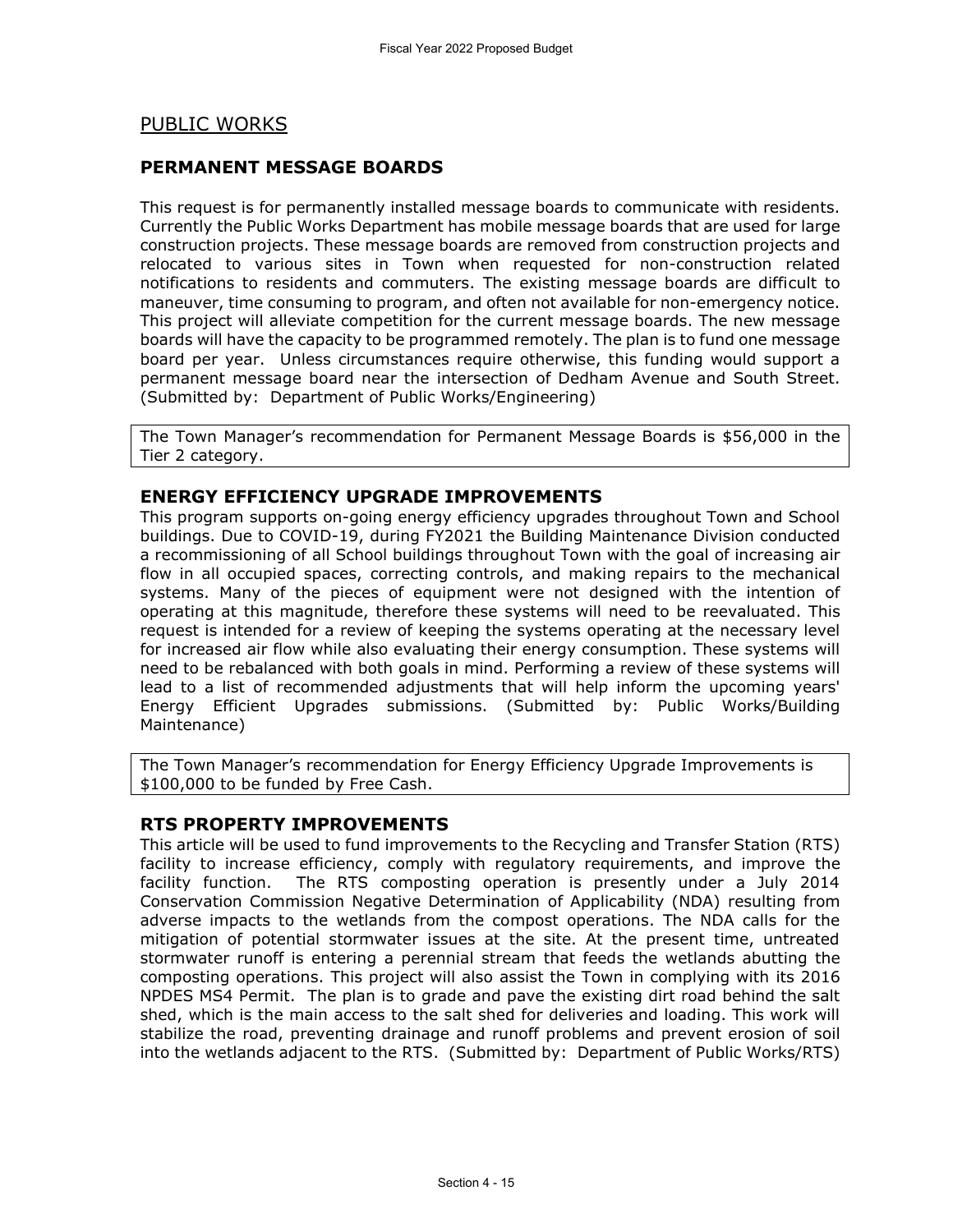## PUBLIC WORKS

### PERMANENT MESSAGE BOARDS

This request is for permanently installed message boards to communicate with residents. Currently the Public Works Department has mobile message boards that are used for large construction projects. These message boards are removed from construction projects and relocated to various sites in Town when requested for non-construction related notifications to residents and commuters. The existing message boards are difficult to maneuver, time consuming to program, and often not available for non-emergency notice. This project will alleviate competition for the current message boards. The new message boards will have the capacity to be programmed remotely. The plan is to fund one message board per year. Unless circumstances require otherwise, this funding would support a permanent message board near the intersection of Dedham Avenue and South Street. (Submitted by: Department of Public Works/Engineering)

The Town Manager's recommendation for Permanent Message Boards is $56,000 in the Tier 2 category.

### ENERGY EFFICIENCY UPGRADE IMPROVEMENTS

This program supports on-going energy efficiency upgrades throughout Town and School buildings. Due to COVID-19, during FY2021 the Building Maintenance Division conducted a recommissioning of all School buildings throughout Town with the goal of increasing air flow in all occupied spaces, correcting controls, and making repairs to the mechanical systems. Many of the pieces of equipment were not designed with the intention of operating at this magnitude, therefore these systems will need to be reevaluated. This request is intended for a review of keeping the systems operating at the necessary level for increased air flow while also evaluating their energy consumption. These systems will need to be rebalanced with both goals in mind. Performing a review of these systems will lead to a list of recommended adjustments that will help inform the upcoming years' Energy Efficient Upgrades submissions. (Submitted by: Public Works/Building Maintenance)

The Town Manager's recommendation for Energy Efficiency Upgrade Improvements is $100,000 to be funded by Free Cash.

### RTS PROPERTY IMPROVEMENTS

This article will be used to fund improvements to the Recycling and Transfer Station (RTS) facility to increase efficiency, comply with regulatory requirements, and improve the facility function. The RTS composting operation is presently under a July 2014 Conservation Commission Negative Determination of Applicability (NDA) resulting from adverse impacts to the wetlands from the compost operations. The NDA calls for the mitigation of potential stormwater issues at the site. At the present time, untreated stormwater runoff is entering a perennial stream that feeds the wetlands abutting the composting operations. This project will also assist the Town in complying with its 2016 NPDES MS4 Permit. The plan is to grade and pave the existing dirt road behind the salt shed, which is the main access to the salt shed for deliveries and loading. This work will stabilize the road, preventing drainage and runoff problems and prevent erosion of soil into the wetlands adjacent to the RTS. (Submitted by: Department of Public Works/RTS)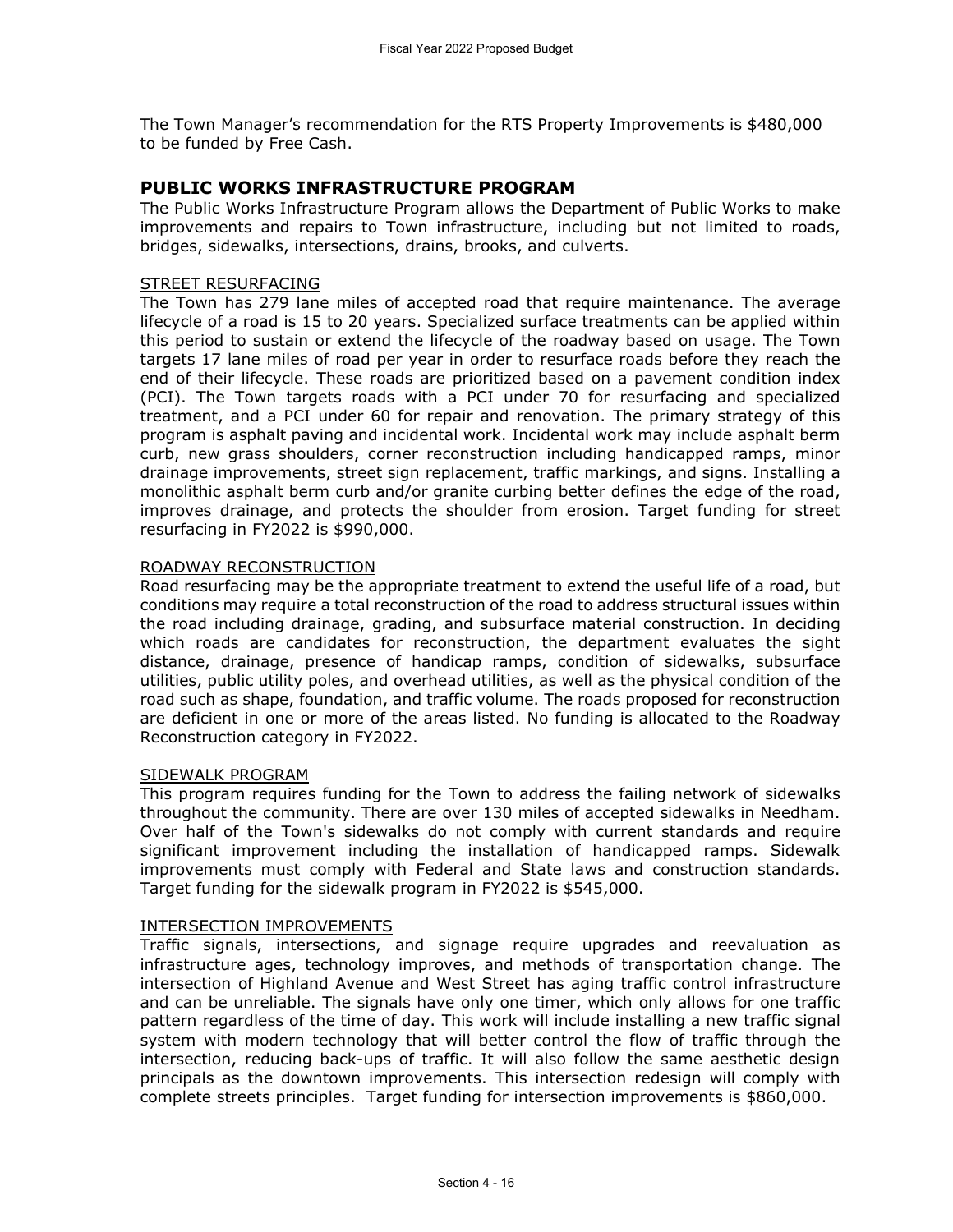The Town Manager's recommendation for the RTS Property Improvements is $480,000 to be funded by Free Cash.

## PUBLIC WORKS INFRASTRUCTURE PROGRAM

The Public Works Infrastructure Program allows the Department of Public Works to make improvements and repairs to Town infrastructure, including but not limited to roads, bridges, sidewalks, intersections, drains, brooks, and culverts.

### STREET RESURFACING

The Town has 279 lane miles of accepted road that require maintenance. The average lifecycle of a road is 15 to 20 years. Specialized surface treatments can be applied within this period to sustain or extend the lifecycle of the roadway based on usage. The Town targets 17 lane miles of road per year in order to resurface roads before they reach the end of their lifecycle. These roads are prioritized based on a pavement condition index (PCI). The Town targets roads with a PCI under 70 for resurfacing and specialized treatment, and a PCI under 60 for repair and renovation. The primary strategy of this program is asphalt paving and incidental work. Incidental work may include asphalt berm curb, new grass shoulders, corner reconstruction including handicapped ramps, minor drainage improvements, street sign replacement, traffic markings, and signs. Installing a monolithic asphalt berm curb and/or granite curbing better defines the edge of the road, improves drainage, and protects the shoulder from erosion. Target funding for street resurfacing in FY2022 is $990,000.

### ROADWAY RECONSTRUCTION

Road resurfacing may be the appropriate treatment to extend the useful life of a road, but conditions may require a total reconstruction of the road to address structural issues within the road including drainage, grading, and subsurface material construction. In deciding which roads are candidates for reconstruction, the department evaluates the sight distance, drainage, presence of handicap ramps, condition of sidewalks, subsurface utilities, public utility poles, and overhead utilities, as well as the physical condition of the road such as shape, foundation, and traffic volume. The roads proposed for reconstruction are deficient in one or more of the areas listed. No funding is allocated to the Roadway Reconstruction category in FY2022.

### SIDEWALK PROGRAM

This program requires funding for the Town to address the failing network of sidewalks throughout the community. There are over 130 miles of accepted sidewalks in Needham. Over half of the Town's sidewalks do not comply with current standards and require significant improvement including the installation of handicapped ramps. Sidewalk improvements must comply with Federal and State laws and construction standards. Target funding for the sidewalk program in FY2022 is $545,000.

### INTERSECTION IMPROVEMENTS

Traffic signals, intersections, and signage require upgrades and reevaluation as infrastructure ages, technology improves, and methods of transportation change. The intersection of Highland Avenue and West Street has aging traffic control infrastructure and can be unreliable. The signals have only one timer, which only allows for one traffic pattern regardless of the time of day. This work will include installing a new traffic signal system with modern technology that will better control the flow of traffic through the intersection, reducing back-ups of traffic. It will also follow the same aesthetic design principals as the downtown improvements. This intersection redesign will comply with complete streets principles. Target funding for intersection improvements is $860,000.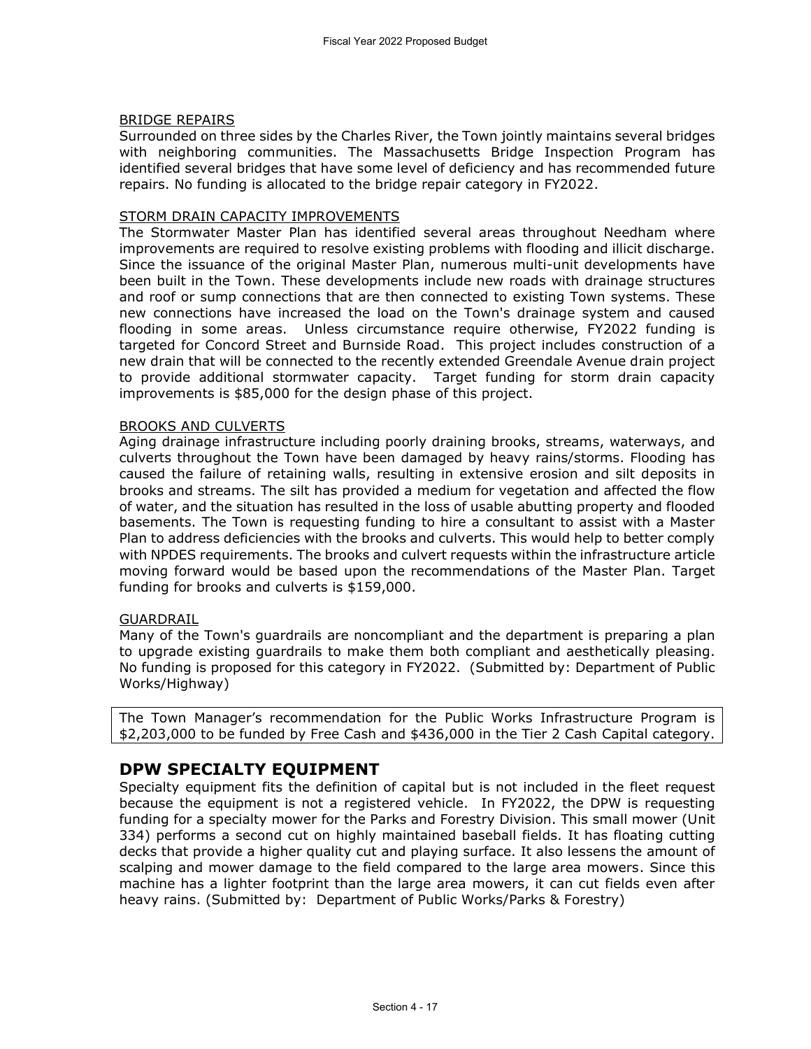BRIDGE REPAIRS

Surrounded on three sides by the Charles River, the Town jointly maintains several bridges with neighboring communities. The Massachusetts Bridge Inspection Program has identified several bridges that have some level of deficiency and has recommended future repairs. No funding is allocated to the bridge repair category in FY2022.

STORM DRAIN CAPACITY IMPROVEMENTS

The Stormwater Master Plan has identified several areas throughout Needham where improvements are required to resolve existing problems with flooding and illicit discharge. Since the issuance of the original Master Plan, numerous multi-unit developments have been built in the Town. These developments include new roads with drainage structures and roof or sump connections that are then connected to existing Town systems. These new connections have increased the load on the Town's drainage system and caused flooding in some areas. Unless circumstance require otherwise, FY2022 funding is targeted for Concord Street and Burnside Road. This project includes construction of a new drain that will be connected to the recently extended Greendale Avenue drain project to provide additional stormwater capacity. Target funding for storm drain capacity improvements is $85,000 for the design phase of this project.

BROOKS AND CULVERTS

Aging drainage infrastructure including poorly draining brooks, streams, waterways, and culverts throughout the Town have been damaged by heavy rains/storms. Flooding has caused the failure of retaining walls, resulting in extensive erosion and silt deposits in brooks and streams. The silt has provided a medium for vegetation and affected the flow of water, and the situation has resulted in the loss of usable abutting property and flooded basements. The Town is requesting funding to hire a consultant to assist with a Master Plan to address deficiencies with the brooks and culverts. This would help to better comply with NPDES requirements. The brooks and culvert requests within the infrastructure article moving forward would be based upon the recommendations of the Master Plan. Target funding for brooks and culverts is $159,000.

GUARDRAIL

Many of the Town's guardrails are noncompliant and the department is preparing a plan to upgrade existing guardrails to make them both compliant and aesthetically pleasing. No funding is proposed for this category in FY2022. (Submitted by: Department of Public Works/Highway)

The Town Manager's recommendation for the Public Works Infrastructure Program is $2,203,000 to be funded by Free Cash and $436,000 in the Tier 2 Cash Capital category.

## DPW SPECIALTY EQUIPMENT

Specialty equipment fits the definition of capital but is not included in the fleet request because the equipment is not a registered vehicle. In FY2022, the DPW is requesting funding for a specialty mower for the Parks and Forestry Division. This small mower (Unit 334) performs a second cut on highly maintained baseball fields. It has floating cutting decks that provide a higher quality cut and playing surface. It also lessens the amount of scalping and mower damage to the field compared to the large area mowers. Since this machine has a lighter footprint than the large area mowers, it can cut fields even after heavy rains. (Submitted by: Department of Public Works/Parks & Forestry)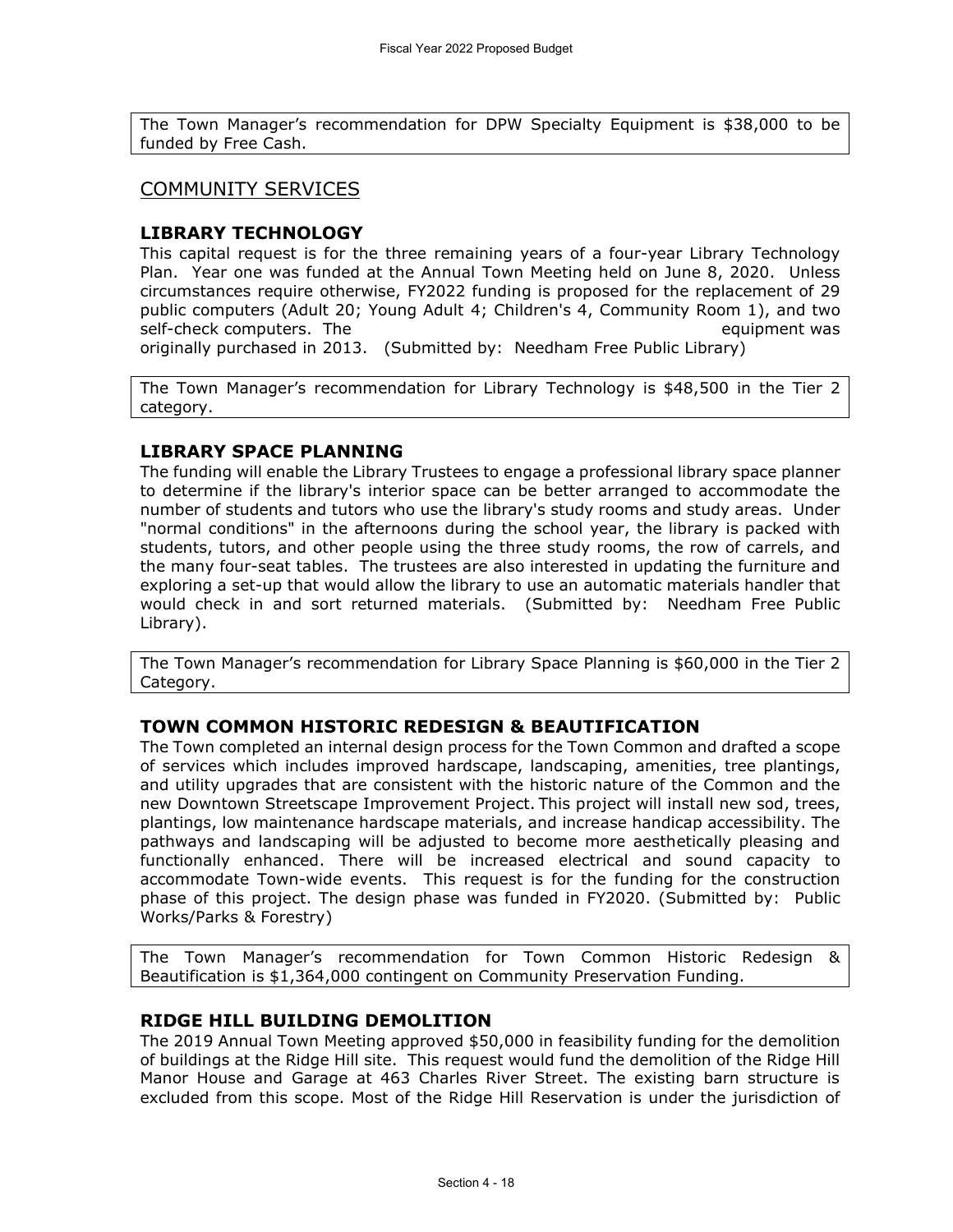The Town Manager's recommendation for DPW Specialty Equipment is $38,000 to be funded by Free Cash.

## COMMUNITY SERVICES

### LIBRARY TECHNOLOGY

This capital request is for the three remaining years of a four-year Library Technology Plan. Year one was funded at the Annual Town Meeting held on June 8, 2020. Unless circumstances require otherwise, FY2022 funding is proposed for the replacement of 29 public computers (Adult 20; Young Adult 4; Children's 4, Community Room 1), and two self-check computers. The equipment was originally purchased in 2013. (Submitted by: Needham Free Public Library)

The Town Manager's recommendation for Library Technology is $48,500 in the Tier 2 category.

### LIBRARY SPACE PLANNING

The funding will enable the Library Trustees to engage a professional library space planner to determine if the library's interior space can be better arranged to accommodate the number of students and tutors who use the library's study rooms and study areas. Under "normal conditions" in the afternoons during the school year, the library is packed with students, tutors, and other people using the three study rooms, the row of carrels, and the many four-seat tables. The trustees are also interested in updating the furniture and exploring a set-up that would allow the library to use an automatic materials handler that would check in and sort returned materials. (Submitted by: Needham Free Public Library).

The Town Manager's recommendation for Library Space Planning is $60,000 in the Tier 2 Category.

### TOWN COMMON HISTORIC REDESIGN & BEAUTIFICATION

The Town completed an internal design process for the Town Common and drafted a scope of services which includes improved hardscape, landscaping, amenities, tree plantings, and utility upgrades that are consistent with the historic nature of the Common and the new Downtown Streetscape Improvement Project. This project will install new sod, trees, plantings, low maintenance hardscape materials, and increase handicap accessibility. The pathways and landscaping will be adjusted to become more aesthetically pleasing and functionally enhanced. There will be increased electrical and sound capacity to accommodate Town-wide events. This request is for the funding for the construction phase of this project. The design phase was funded in FY2020. (Submitted by: Public Works/Parks & Forestry)

The Town Manager's recommendation for Town Common Historic Redesign & Beautification is $1,364,000 contingent on Community Preservation Funding.

### RIDGE HILL BUILDING DEMOLITION

The 2019 Annual Town Meeting approved $50,000 in feasibility funding for the demolition of buildings at the Ridge Hill site. This request would fund the demolition of the Ridge Hill Manor House and Garage at 463 Charles River Street. The existing barn structure is excluded from this scope. Most of the Ridge Hill Reservation is under the jurisdiction of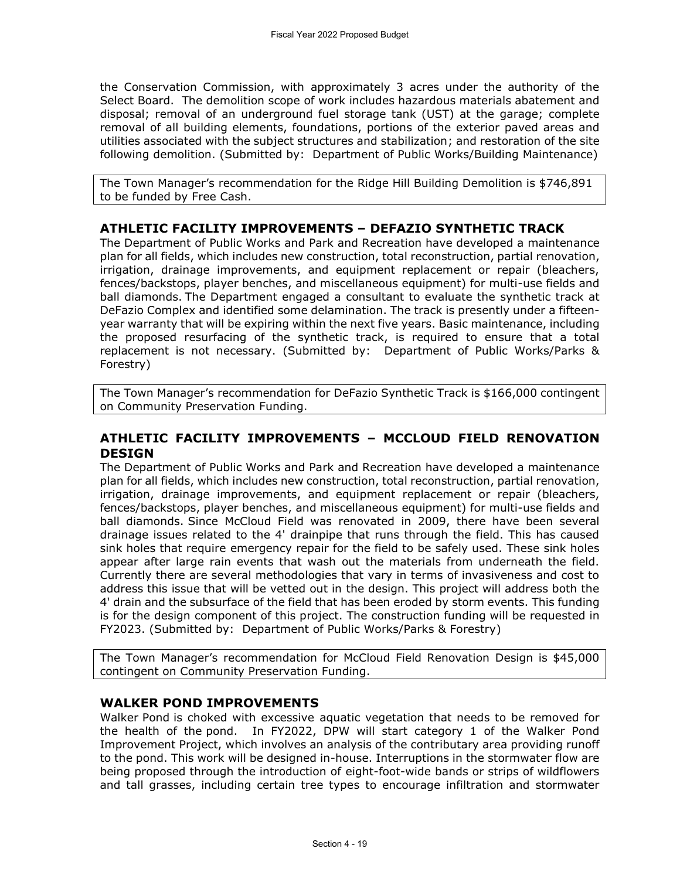the Conservation Commission, with approximately 3 acres under the authority of the Select Board. The demolition scope of work includes hazardous materials abatement and disposal; removal of an underground fuel storage tank (UST) at the garage; complete removal of all building elements, foundations, portions of the exterior paved areas and utilities associated with the subject structures and stabilization; and restoration of the site following demolition. (Submitted by: Department of Public Works/Building Maintenance)

The Town Manager's recommendation for the Ridge Hill Building Demolition is $746,891 to be funded by Free Cash.

## ATHLETIC FACILITY IMPROVEMENTS – DEFAZIO SYNTHETIC TRACK

The Department of Public Works and Park and Recreation have developed a maintenance plan for all fields, which includes new construction, total reconstruction, partial renovation, irrigation, drainage improvements, and equipment replacement or repair (bleachers, fences/backstops, player benches, and miscellaneous equipment) for multi-use fields and ball diamonds. The Department engaged a consultant to evaluate the synthetic track at DeFazio Complex and identified some delamination. The track is presently under a fifteen-year warranty that will be expiring within the next five years. Basic maintenance, including the proposed resurfacing of the synthetic track, is required to ensure that a total replacement is not necessary. (Submitted by: Department of Public Works/Parks & Forestry)

The Town Manager's recommendation for DeFazio Synthetic Track is $166,000 contingent on Community Preservation Funding.

## ATHLETIC FACILITY IMPROVEMENTS – MCCLOUD FIELD RENOVATION DESIGN

The Department of Public Works and Park and Recreation have developed a maintenance plan for all fields, which includes new construction, total reconstruction, partial renovation, irrigation, drainage improvements, and equipment replacement or repair (bleachers, fences/backstops, player benches, and miscellaneous equipment) for multi-use fields and ball diamonds. Since McCloud Field was renovated in 2009, there have been several drainage issues related to the 4' drainpipe that runs through the field. This has caused sink holes that require emergency repair for the field to be safely used. These sink holes appear after large rain events that wash out the materials from underneath the field. Currently there are several methodologies that vary in terms of invasiveness and cost to address this issue that will be vetted out in the design. This project will address both the 4' drain and the subsurface of the field that has been eroded by storm events. This funding is for the design component of this project. The construction funding will be requested in FY2023. (Submitted by: Department of Public Works/Parks & Forestry)

The Town Manager's recommendation for McCloud Field Renovation Design is $45,000 contingent on Community Preservation Funding.

## WALKER POND IMPROVEMENTS

Walker Pond is choked with excessive aquatic vegetation that needs to be removed for the health of the pond. In FY2022, DPW will start category 1 of the Walker Pond Improvement Project, which involves an analysis of the contributary area providing runoff to the pond. This work will be designed in-house. Interruptions in the stormwater flow are being proposed through the introduction of eight-foot-wide bands or strips of wildflowers and tall grasses, including certain tree types to encourage infiltration and stormwater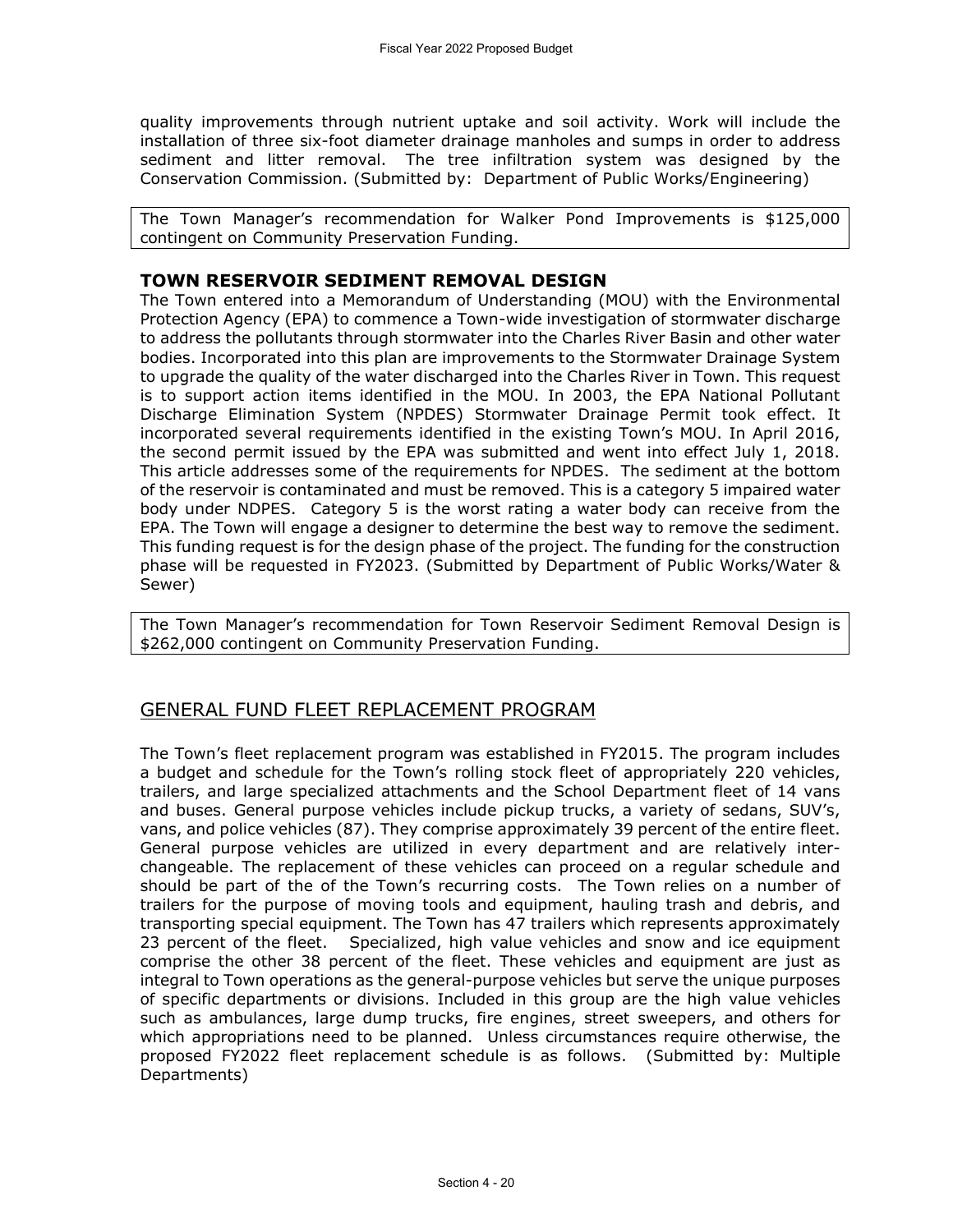quality improvements through nutrient uptake and soil activity. Work will include the installation of three six-foot diameter drainage manholes and sumps in order to address sediment and litter removal. The tree infiltration system was designed by the Conservation Commission. (Submitted by: Department of Public Works/Engineering)

The Town Manager's recommendation for Walker Pond Improvements is $125,000 contingent on Community Preservation Funding.

### TOWN RESERVOIR SEDIMENT REMOVAL DESIGN

The Town entered into a Memorandum of Understanding (MOU) with the Environmental Protection Agency (EPA) to commence a Town-wide investigation of stormwater discharge to address the pollutants through stormwater into the Charles River Basin and other water bodies. Incorporated into this plan are improvements to the Stormwater Drainage System to upgrade the quality of the water discharged into the Charles River in Town. This request is to support action items identified in the MOU. In 2003, the EPA National Pollutant Discharge Elimination System (NPDES) Stormwater Drainage Permit took effect. It incorporated several requirements identified in the existing Town's MOU. In April 2016, the second permit issued by the EPA was submitted and went into effect July 1, 2018. This article addresses some of the requirements for NPDES. The sediment at the bottom of the reservoir is contaminated and must be removed. This is a category 5 impaired water body under NDPES. Category 5 is the worst rating a water body can receive from the EPA. The Town will engage a designer to determine the best way to remove the sediment. This funding request is for the design phase of the project. The funding for the construction phase will be requested in FY2023. (Submitted by Department of Public Works/Water & Sewer)

The Town Manager's recommendation for Town Reservoir Sediment Removal Design is $262,000 contingent on Community Preservation Funding.

## GENERAL FUND FLEET REPLACEMENT PROGRAM

The Town's fleet replacement program was established in FY2015. The program includes a budget and schedule for the Town's rolling stock fleet of appropriately 220 vehicles, trailers, and large specialized attachments and the School Department fleet of 14 vans and buses. General purpose vehicles include pickup trucks, a variety of sedans, SUV's, vans, and police vehicles (87). They comprise approximately 39 percent of the entire fleet. General purpose vehicles are utilized in every department and are relatively inter-changeable. The replacement of these vehicles can proceed on a regular schedule and should be part of the of the Town's recurring costs. The Town relies on a number of trailers for the purpose of moving tools and equipment, hauling trash and debris, and transporting special equipment. The Town has 47 trailers which represents approximately 23 percent of the fleet. Specialized, high value vehicles and snow and ice equipment comprise the other 38 percent of the fleet. These vehicles and equipment are just as integral to Town operations as the general-purpose vehicles but serve the unique purposes of specific departments or divisions. Included in this group are the high value vehicles such as ambulances, large dump trucks, fire engines, street sweepers, and others for which appropriations need to be planned. Unless circumstances require otherwise, the proposed FY2022 fleet replacement schedule is as follows. (Submitted by: Multiple Departments)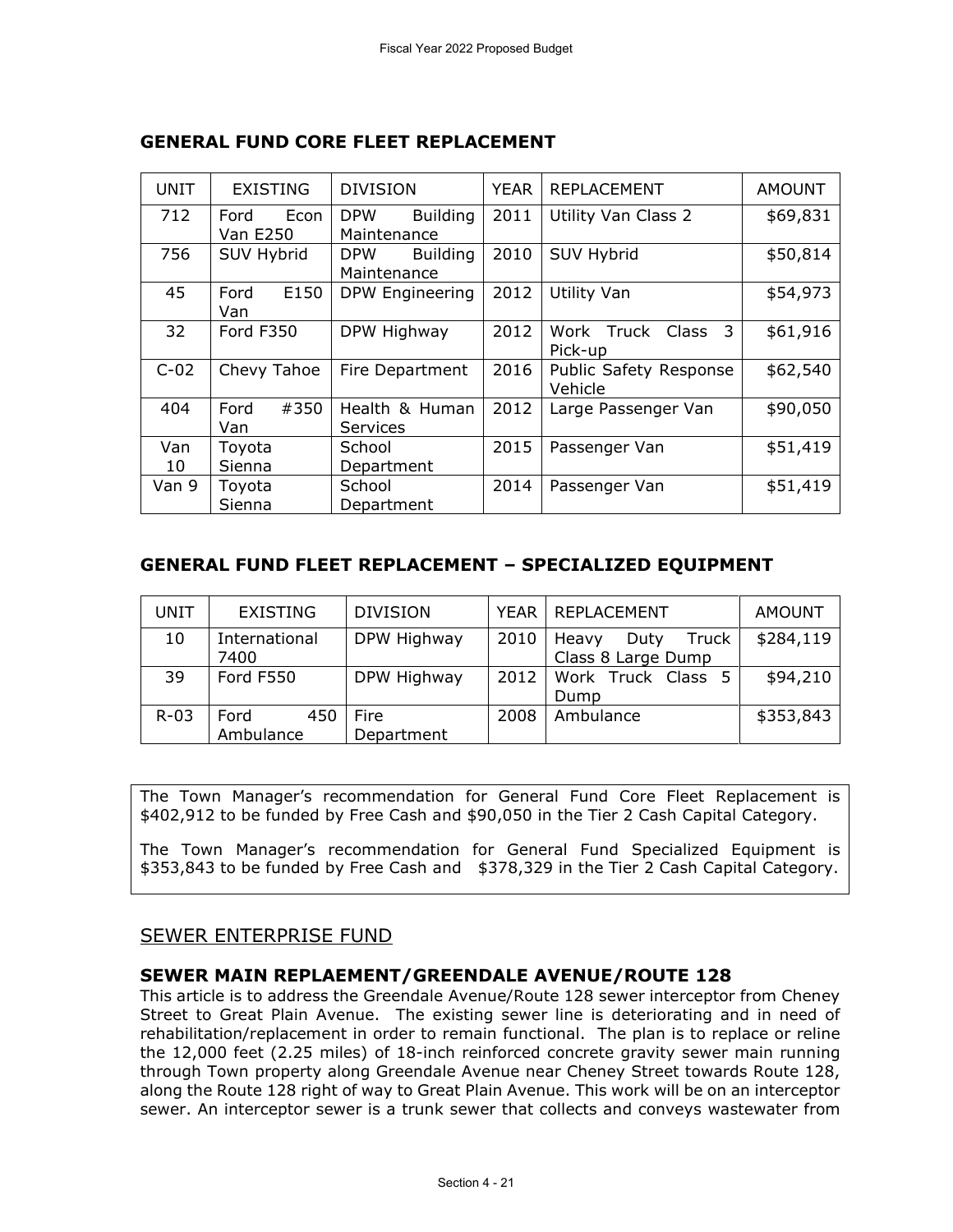## GENERAL FUND CORE FLEET REPLACEMENT

| UNIT | EXISTING | DIVISION | YEAR | REPLACEMENT | AMOUNT |
|---|---|---|---|---|---|
| 712 | Ford Econ Van E250 | DPW Building Maintenance | 2011 | Utility Van Class 2 | $69,831 |
| 756 | SUV Hybrid | DPW Building Maintenance | 2010 | SUV Hybrid | $50,814 |
| 45 | Ford E150 Van | DPW Engineering | 2012 | Utility Van | $54,973 |
| 32 | Ford F350 | DPW Highway | 2012 | Work Truck Class 3 Pick-up | $61,916 |
| C-02 | Chevy Tahoe | Fire Department | 2016 | Public Safety Response Vehicle | $62,540 |
| 404 | Ford #350 Van | Health & Human Services | 2012 | Large Passenger Van | $90,050 |
| Van 10 | Toyota Sienna | School Department | 2015 | Passenger Van | $51,419 |
| Van 9 | Toyota Sienna | School Department | 2014 | Passenger Van | $51,419 |

## GENERAL FUND FLEET REPLACEMENT – SPECIALIZED EQUIPMENT

| UNIT | EXISTING | DIVISION | YEAR | REPLACEMENT | AMOUNT |
|---|---|---|---|---|---|
| 10 | International 7400 | DPW Highway | 2010 | Heavy Duty Truck Class 8 Large Dump | $284,119 |
| 39 | Ford F550 | DPW Highway | 2012 | Work Truck Class 5 Dump | $94,210 |
| R-03 | Ford 450 Ambulance | Fire Department | 2008 | Ambulance | $353,843 |

The Town Manager's recommendation for General Fund Core Fleet Replacement is $402,912 to be funded by Free Cash and $90,050 in the Tier 2 Cash Capital Category.

The Town Manager's recommendation for General Fund Specialized Equipment is $353,843 to be funded by Free Cash and $378,329 in the Tier 2 Cash Capital Category.

## SEWER ENTERPRISE FUND

### SEWER MAIN REPLAEMENT/GREENDALE AVENUE/ROUTE 128

This article is to address the Greendale Avenue/Route 128 sewer interceptor from Cheney Street to Great Plain Avenue. The existing sewer line is deteriorating and in need of rehabilitation/replacement in order to remain functional. The plan is to replace or reline the 12,000 feet (2.25 miles) of 18-inch reinforced concrete gravity sewer main running through Town property along Greendale Avenue near Cheney Street towards Route 128, along the Route 128 right of way to Great Plain Avenue. This work will be on an interceptor sewer. An interceptor sewer is a trunk sewer that collects and conveys wastewater from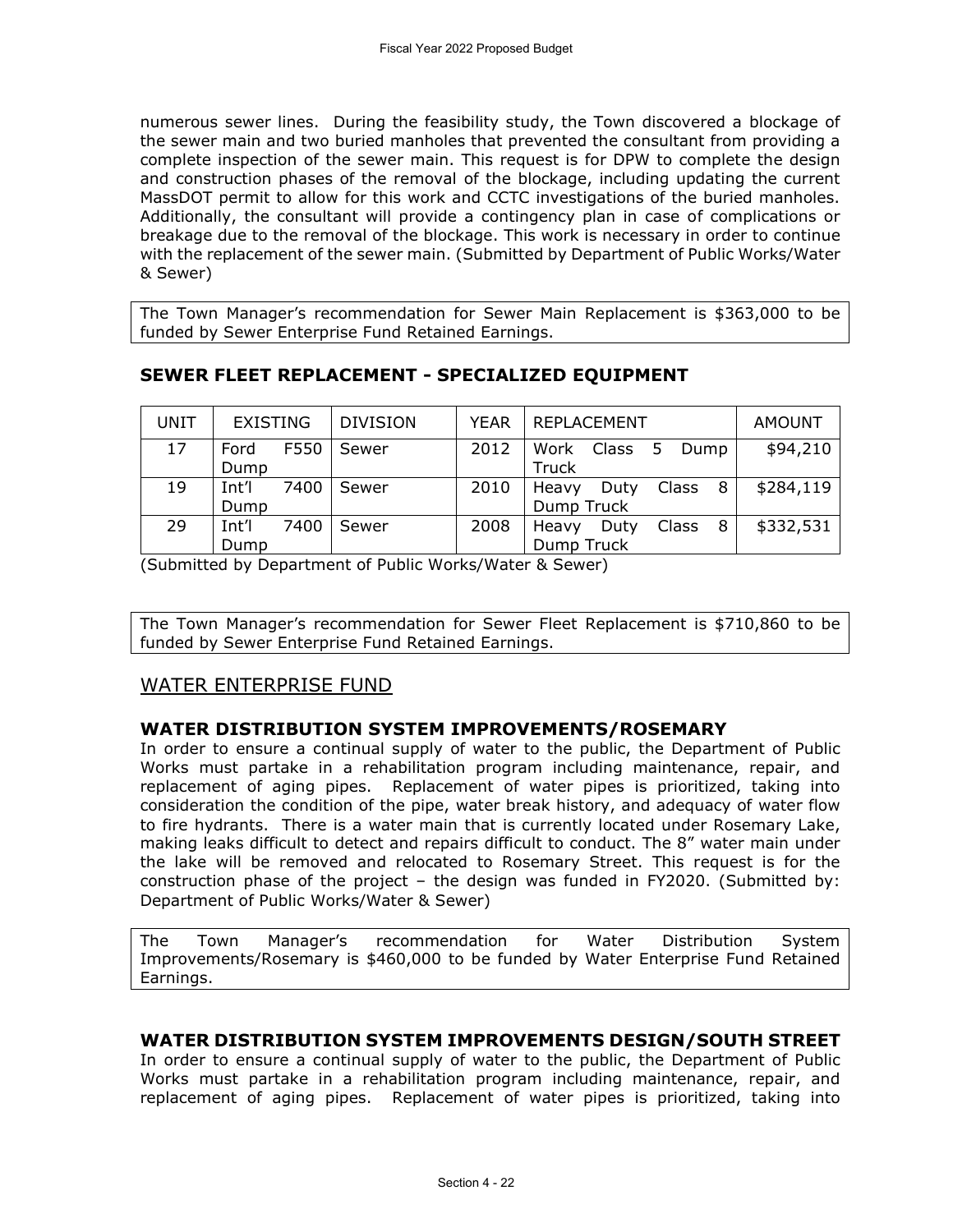numerous sewer lines. During the feasibility study, the Town discovered a blockage of the sewer main and two buried manholes that prevented the consultant from providing a complete inspection of the sewer main. This request is for DPW to complete the design and construction phases of the removal of the blockage, including updating the current MassDOT permit to allow for this work and CCTC investigations of the buried manholes. Additionally, the consultant will provide a contingency plan in case of complications or breakage due to the removal of the blockage. This work is necessary in order to continue with the replacement of the sewer main. (Submitted by Department of Public Works/Water & Sewer)

The Town Manager's recommendation for Sewer Main Replacement is $363,000 to be funded by Sewer Enterprise Fund Retained Earnings.

### SEWER FLEET REPLACEMENT - SPECIALIZED EQUIPMENT

| UNIT | EXISTING | DIVISION | YEAR | REPLACEMENT | AMOUNT |
|---|---|---|---|---|---|
| 17 | Ford F550 Dump | Sewer | 2012 | Work Class 5 Dump Truck | $94,210 |
| 19 | Int'l 7400 Dump | Sewer | 2010 | Heavy Duty Class 8 Dump Truck | $284,119 |
| 29 | Int'l 7400 Dump | Sewer | 2008 | Heavy Duty Class 8 Dump Truck | $332,531 |

(Submitted by Department of Public Works/Water & Sewer)

The Town Manager's recommendation for Sewer Fleet Replacement is $710,860 to be funded by Sewer Enterprise Fund Retained Earnings.

## WATER ENTERPRISE FUND

### WATER DISTRIBUTION SYSTEM IMPROVEMENTS/ROSEMARY

In order to ensure a continual supply of water to the public, the Department of Public Works must partake in a rehabilitation program including maintenance, repair, and replacement of aging pipes. Replacement of water pipes is prioritized, taking into consideration the condition of the pipe, water break history, and adequacy of water flow to fire hydrants. There is a water main that is currently located under Rosemary Lake, making leaks difficult to detect and repairs difficult to conduct. The 8" water main under the lake will be removed and relocated to Rosemary Street. This request is for the construction phase of the project – the design was funded in FY2020. (Submitted by: Department of Public Works/Water & Sewer)

The Town Manager's recommendation for Water Distribution System Improvements/Rosemary is $460,000 to be funded by Water Enterprise Fund Retained Earnings.

### WATER DISTRIBUTION SYSTEM IMPROVEMENTS DESIGN/SOUTH STREET

In order to ensure a continual supply of water to the public, the Department of Public Works must partake in a rehabilitation program including maintenance, repair, and replacement of aging pipes. Replacement of water pipes is prioritized, taking into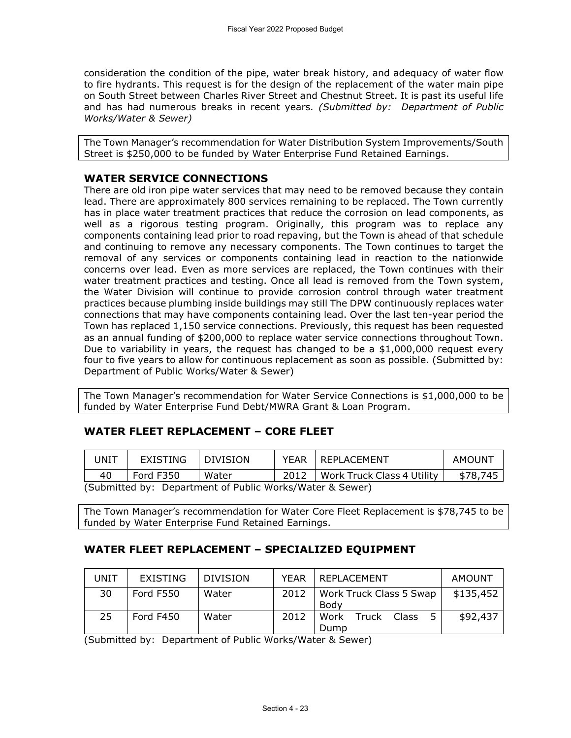consideration the condition of the pipe, water break history, and adequacy of water flow to fire hydrants. This request is for the design of the replacement of the water main pipe on South Street between Charles River Street and Chestnut Street. It is past its useful life and has had numerous breaks in recent years*. (Submitted by: Department of Public Works/Water & Sewer)*

The Town Manager's recommendation for Water Distribution System Improvements/South Street is $250,000 to be funded by Water Enterprise Fund Retained Earnings.

## WATER SERVICE CONNECTIONS

There are old iron pipe water services that may need to be removed because they contain lead. There are approximately 800 services remaining to be replaced. The Town currently has in place water treatment practices that reduce the corrosion on lead components, as well as a rigorous testing program. Originally, this program was to replace any components containing lead prior to road repaving, but the Town is ahead of that schedule and continuing to remove any necessary components. The Town continues to target the removal of any services or components containing lead in reaction to the nationwide concerns over lead. Even as more services are replaced, the Town continues with their water treatment practices and testing. Once all lead is removed from the Town system, the Water Division will continue to provide corrosion control through water treatment practices because plumbing inside buildings may still The DPW continuously replaces water connections that may have components containing lead. Over the last ten-year period the Town has replaced 1,150 service connections. Previously, this request has been requested as an annual funding of $200,000 to replace water service connections throughout Town. Due to variability in years, the request has changed to be a $1,000,000 request every four to five years to allow for continuous replacement as soon as possible. (Submitted by: Department of Public Works/Water & Sewer)

The Town Manager's recommendation for Water Service Connections is $1,000,000 to be funded by Water Enterprise Fund Debt/MWRA Grant & Loan Program.

## WATER FLEET REPLACEMENT – CORE FLEET

| UNIT | EXISTING | DIVISION | YEAR | REPLACEMENT | AMOUNT |
|---|---|---|---|---|---|
| 40 | Ford F350 | Water | 2012 | Work Truck Class 4 Utility | $78,745 |

(Submitted by: Department of Public Works/Water & Sewer)

The Town Manager's recommendation for Water Core Fleet Replacement is $78,745 to be funded by Water Enterprise Fund Retained Earnings.

## WATER FLEET REPLACEMENT – SPECIALIZED EQUIPMENT

| UNIT | EXISTING | DIVISION | YEAR | REPLACEMENT | AMOUNT |
|---|---|---|---|---|---|
| 30 | Ford F550 | Water | 2012 | Work Truck Class 5 Swap Body | $135,452 |
| 25 | Ford F450 | Water | 2012 | Work Truck Class 5 Dump | $92,437 |

(Submitted by: Department of Public Works/Water & Sewer)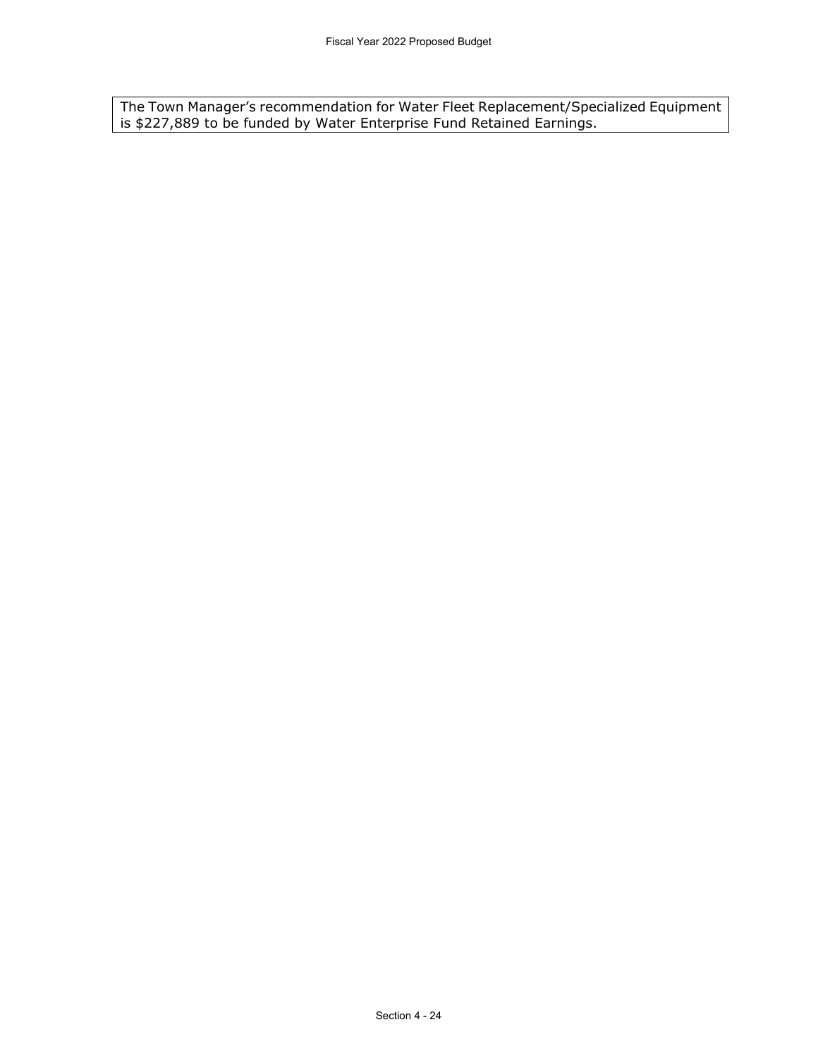The Town Manager's recommendation for Water Fleet Replacement/Specialized Equipment is $227,889 to be funded by Water Enterprise Fund Retained Earnings.